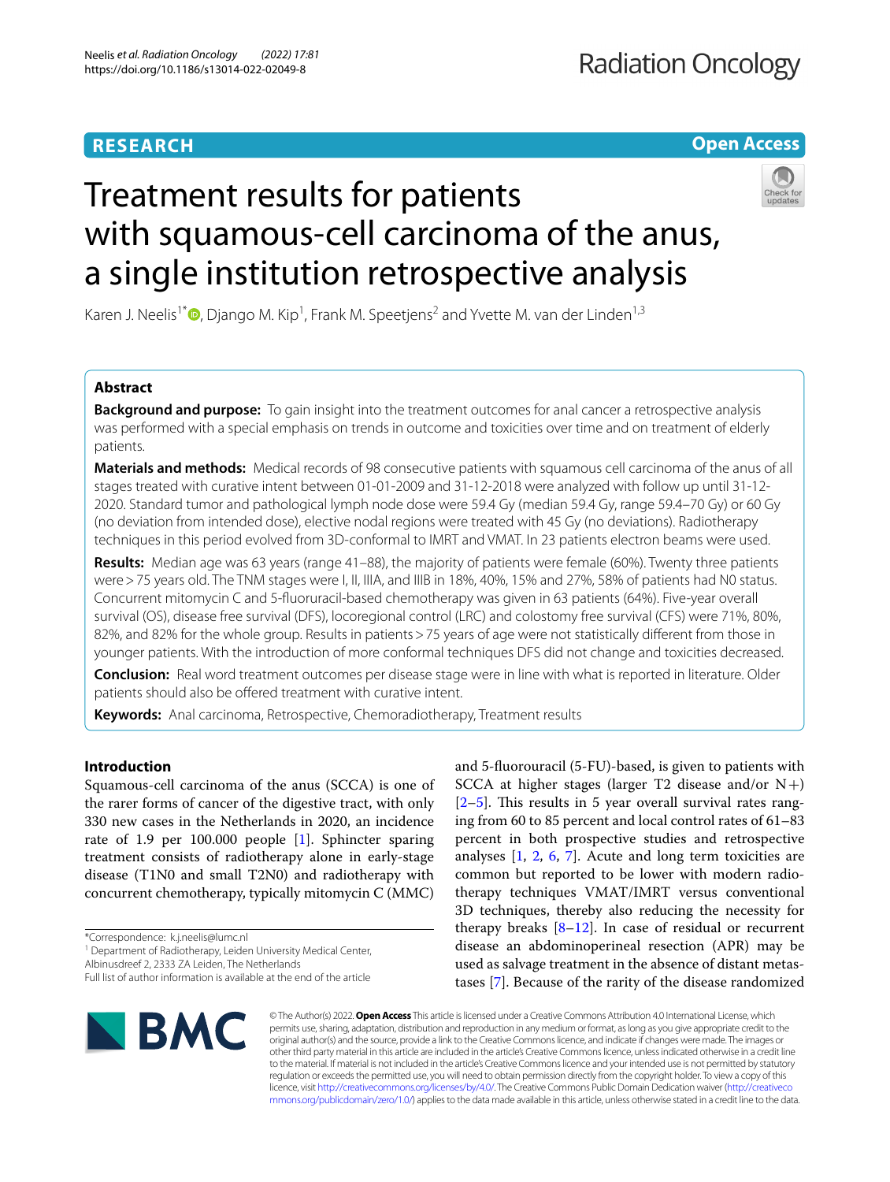# Treatment results for patients with squamous-cell carcinoma of the anus, a single institution retrospective analysis

Karen J. Neelis[1*], Django M. Kip[1], Frank M. Speetjens[2] and Yvette M. van der Linden[1,3]

## Abstract

**Background and purpose:** To gain insight into the treatment outcomes for anal cancer a retrospective analysis was performed with a special emphasis on trends in outcome and toxicities over time and on treatment of elderly patients.

**Materials and methods:** Medical records of 98 consecutive patients with squamous cell carcinoma of the anus of all stages treated with curative intent between 01-01-2009 and 31-12-2018 were analyzed with follow up until 31-12-2020. Standard tumor and pathological lymph node dose were 59.4 Gy (median 59.4 Gy, range 59.4–70 Gy) or 60 Gy (no deviation from intended dose), elective nodal regions were treated with 45 Gy (no deviations). Radiotherapy techniques in this period evolved from 3D-conformal to IMRT and VMAT. In 23 patients electron beams were used.

**Results:** Median age was 63 years (range 41–88), the majority of patients were female (60%). Twenty three patients were > 75 years old. The TNM stages were I, II, IIIA, and IIIB in 18%, 40%, 15% and 27%, 58% of patients had N0 status. Concurrent mitomycin C and 5-fluoruracil-based chemotherapy was given in 63 patients (64%). Five-year overall survival (OS), disease free survival (DFS), locoregional control (LRC) and colostomy free survival (CFS) were 71%, 80%, 82%, and 82% for the whole group. Results in patients > 75 years of age were not statistically different from those in younger patients. With the introduction of more conformal techniques DFS did not change and toxicities decreased.

**Conclusion:** Real word treatment outcomes per disease stage were in line with what is reported in literature. Older patients should also be offered treatment with curative intent.

**Keywords:** Anal carcinoma, Retrospective, Chemoradiotherapy, Treatment results

## Introduction

Squamous-cell carcinoma of the anus (SCCA) is one of the rarer forms of cancer of the digestive tract, with only 330 new cases in the Netherlands in 2020, an incidence rate of 1.9 per 100.000 people [1]. Sphincter sparing treatment consists of radiotherapy alone in early-stage disease (T1N0 and small T2N0) and radiotherapy with concurrent chemotherapy, typically mitomycin C (MMC) and 5-fluorouracil (5-FU)-based, is given to patients with SCCA at higher stages (larger T2 disease and/or N+) [2–5]. This results in 5 year overall survival rates ranging from 60 to 85 percent and local control rates of 61–83 percent in both prospective studies and retrospective analyses [1, 2, 6, 7]. Acute and long term toxicities are common but reported to be lower with modern radiotherapy techniques VMAT/IMRT versus conventional 3D techniques, thereby also reducing the necessity for therapy breaks [8–12]. In case of residual or recurrent disease an abdominoperineal resection (APR) may be used as salvage treatment in the absence of distant metastases [7]. Because of the rarity of the disease randomized

*Correspondence: k.j.neelis@lumc.nl

[1] Department of Radiotherapy, Leiden University Medical Center, Albinusdreef 2, 2333 ZA Leiden, The Netherlands

Full list of author information is available at the end of the article

© The Author(s) 2022. **Open Access** This article is licensed under a Creative Commons Attribution 4.0 International License, which permits use, sharing, adaptation, distribution and reproduction in any medium or format, as long as you give appropriate credit to the original author(s) and the source, provide a link to the Creative Commons licence, and indicate if changes were made. The images or other third party material in this article are included in the article's Creative Commons licence, unless indicated otherwise in a credit line to the material. If material is not included in the article's Creative Commons licence and your intended use is not permitted by statutory regulation or exceeds the permitted use, you will need to obtain permission directly from the copyright holder. To view a copy of this licence, visit http://creativecommons.org/licenses/by/4.0/. The Creative Commons Public Domain Dedication waiver (http://creativecommons.org/publicdomain/zero/1.0/) applies to the data made available in this article, unless otherwise stated in a credit line to the data.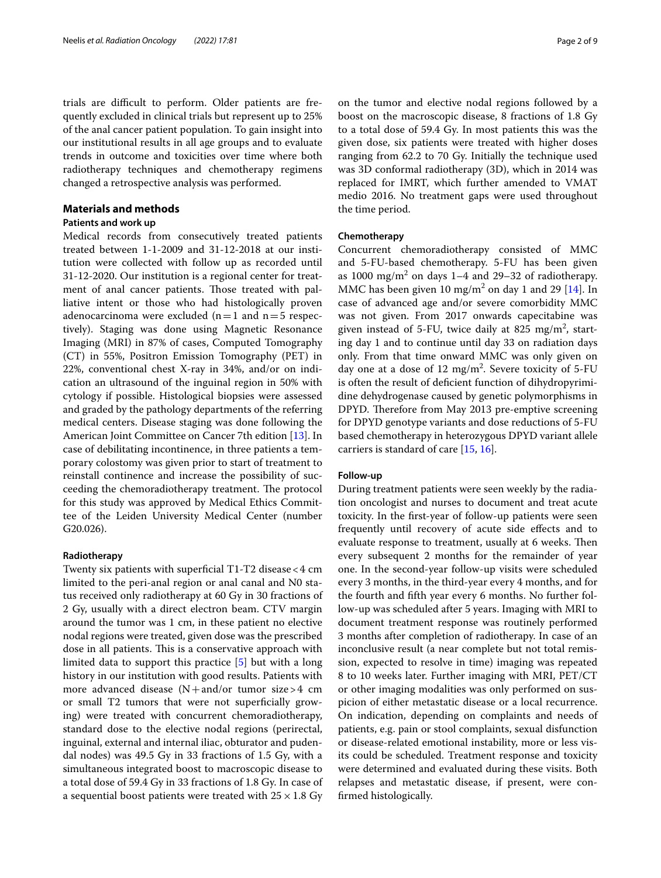trials are difficult to perform. Older patients are frequently excluded in clinical trials but represent up to 25% of the anal cancer patient population. To gain insight into our institutional results in all age groups and to evaluate trends in outcome and toxicities over time where both radiotherapy techniques and chemotherapy regimens changed a retrospective analysis was performed.

## Materials and methods

### Patients and work up

Medical records from consecutively treated patients treated between 1-1-2009 and 31-12-2018 at our institution were collected with follow up as recorded until 31-12-2020. Our institution is a regional center for treatment of anal cancer patients. Those treated with palliative intent or those who had histologically proven adenocarcinoma were excluded (n = 1 and n = 5 respectively). Staging was done using Magnetic Resonance Imaging (MRI) in 87% of cases, Computed Tomography (CT) in 55%, Positron Emission Tomography (PET) in 22%, conventional chest X-ray in 34%, and/or on indication an ultrasound of the inguinal region in 50% with cytology if possible. Histological biopsies were assessed and graded by the pathology departments of the referring medical centers. Disease staging was done following the American Joint Committee on Cancer 7th edition [13]. In case of debilitating incontinence, in three patients a temporary colostomy was given prior to start of treatment to reinstall continence and increase the possibility of succeeding the chemoradiotherapy treatment. The protocol for this study was approved by Medical Ethics Committee of the Leiden University Medical Center (number G20.026).

### Radiotherapy

Twenty six patients with superficial T1-T2 disease < 4 cm limited to the peri-anal region or anal canal and N0 status received only radiotherapy at 60 Gy in 30 fractions of 2 Gy, usually with a direct electron beam. CTV margin around the tumor was 1 cm, in these patient no elective nodal regions were treated, given dose was the prescribed dose in all patients. This is a conservative approach with limited data to support this practice [5] but with a long history in our institution with good results. Patients with more advanced disease (N + and/or tumor size > 4 cm or small T2 tumors that were not superficially growing) were treated with concurrent chemoradiotherapy, standard dose to the elective nodal regions (perirectal, inguinal, external and internal iliac, obturator and pudendal nodes) was 49.5 Gy in 33 fractions of 1.5 Gy, with a simultaneous integrated boost to macroscopic disease to a total dose of 59.4 Gy in 33 fractions of 1.8 Gy. In case of a sequential boost patients were treated with 25 × 1.8 Gy on the tumor and elective nodal regions followed by a boost on the macroscopic disease, 8 fractions of 1.8 Gy to a total dose of 59.4 Gy. In most patients this was the given dose, six patients were treated with higher doses ranging from 62.2 to 70 Gy. Initially the technique used was 3D conformal radiotherapy (3D), which in 2014 was replaced for IMRT, which further amended to VMAT medio 2016. No treatment gaps were used throughout the time period.

### Chemotherapy

Concurrent chemoradiotherapy consisted of MMC and 5-FU-based chemotherapy. 5-FU has been given as 1000 mg/m$^2$ on days 1–4 and 29–32 of radiotherapy. MMC has been given 10 mg/m$^2$ on day 1 and 29 [14]. In case of advanced age and/or severe comorbidity MMC was not given. From 2017 onwards capecitabine was given instead of 5-FU, twice daily at 825 mg/m$^2$, starting day 1 and to continue until day 33 on radiation days only. From that time onward MMC was only given on day one at a dose of 12 mg/m$^2$. Severe toxicity of 5-FU is often the result of deficient function of dihydropyrimidine dehydrogenase caused by genetic polymorphisms in DPYD. Therefore from May 2013 pre-emptive screening for DPYD genotype variants and dose reductions of 5-FU based chemotherapy in heterozygous DPYD variant allele carriers is standard of care [15, 16].

### Follow-up

During treatment patients were seen weekly by the radiation oncologist and nurses to document and treat acute toxicity. In the first-year of follow-up patients were seen frequently until recovery of acute side effects and to evaluate response to treatment, usually at 6 weeks. Then every subsequent 2 months for the remainder of year one. In the second-year follow-up visits were scheduled every 3 months, in the third-year every 4 months, and for the fourth and fifth year every 6 months. No further follow-up was scheduled after 5 years. Imaging with MRI to document treatment response was routinely performed 3 months after completion of radiotherapy. In case of an inconclusive result (a near complete but not total remission, expected to resolve in time) imaging was repeated 8 to 10 weeks later. Further imaging with MRI, PET/CT or other imaging modalities was only performed on suspicion of either metastatic disease or a local recurrence. On indication, depending on complaints and needs of patients, e.g. pain or stool complaints, sexual disfunction or disease-related emotional instability, more or less visits could be scheduled. Treatment response and toxicity were determined and evaluated during these visits. Both relapses and metastatic disease, if present, were confirmed histologically.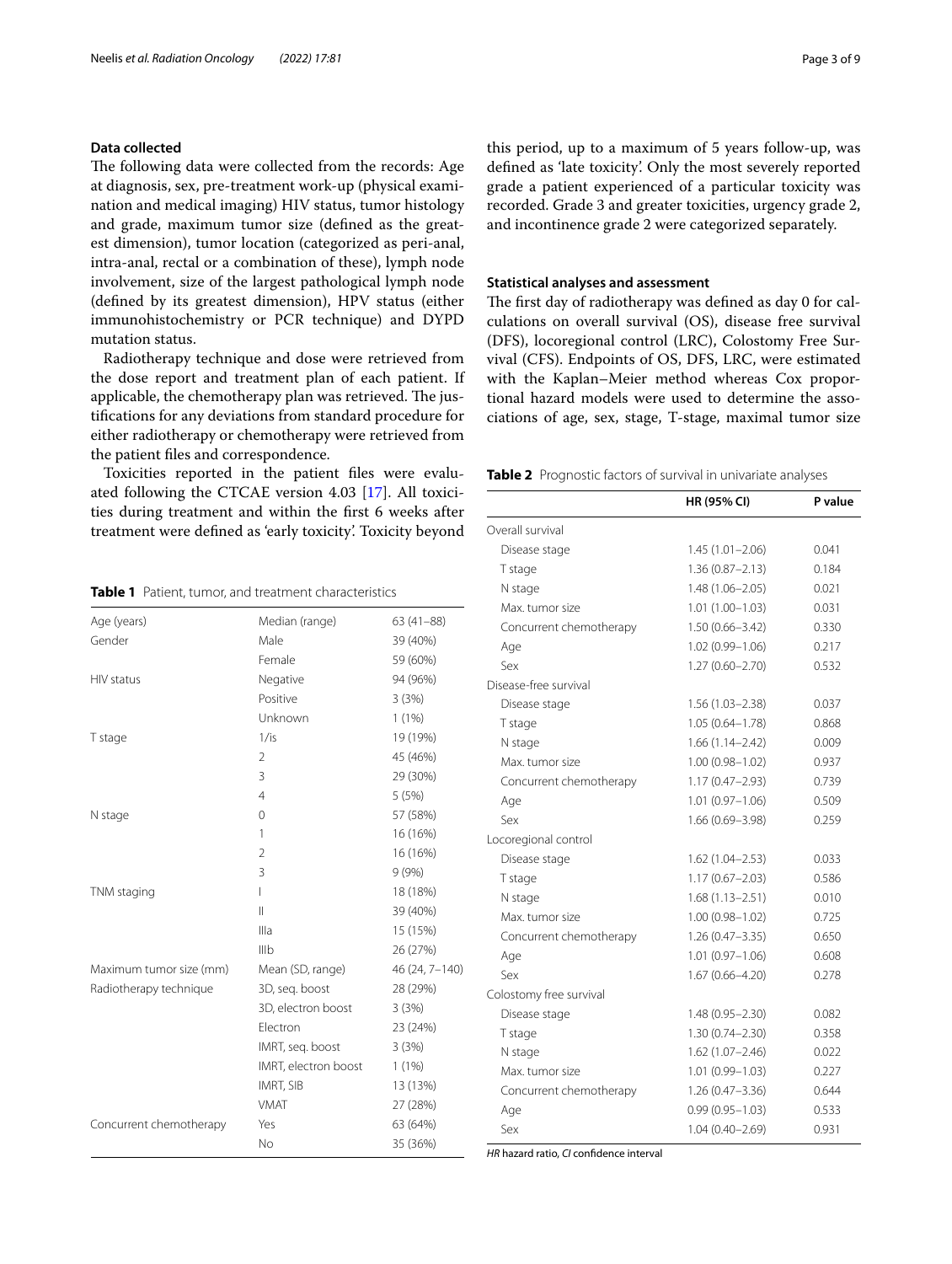### Data collected

The following data were collected from the records: Age at diagnosis, sex, pre-treatment work-up (physical examination and medical imaging) HIV status, tumor histology and grade, maximum tumor size (defined as the greatest dimension), tumor location (categorized as peri-anal, intra-anal, rectal or a combination of these), lymph node involvement, size of the largest pathological lymph node (defined by its greatest dimension), HPV status (either immunohistochemistry or PCR technique) and DYPD mutation status.

Radiotherapy technique and dose were retrieved from the dose report and treatment plan of each patient. If applicable, the chemotherapy plan was retrieved. The justifications for any deviations from standard procedure for either radiotherapy or chemotherapy were retrieved from the patient files and correspondence.

Toxicities reported in the patient files were evaluated following the CTCAE version 4.03 [17]. All toxicities during treatment and within the first 6 weeks after treatment were defined as 'early toxicity'. Toxicity beyond this period, up to a maximum of 5 years follow-up, was defined as 'late toxicity'. Only the most severely reported grade a patient experienced of a particular toxicity was recorded. Grade 3 and greater toxicities, urgency grade 2, and incontinence grade 2 were categorized separately.

**Table 1** Patient, tumor, and treatment characteristics

| | | |
|---|---|---|
| Age (years) | Median (range) | 63 (41–88) |
| Gender | Male | 39 (40%) |
| | Female | 59 (60%) |
| HIV status | Negative | 94 (96%) |
| | Positive | 3 (3%) |
| | Unknown | 1 (1%) |
| T stage | 1/is | 19 (19%) |
| | 2 | 45 (46%) |
| | 3 | 29 (30%) |
| | 4 | 5 (5%) |
| N stage | 0 | 57 (58%) |
| | 1 | 16 (16%) |
| | 2 | 16 (16%) |
| | 3 | 9 (9%) |
| TNM staging | I | 18 (18%) |
| | II | 39 (40%) |
| | IIIa | 15 (15%) |
| | IIIb | 26 (27%) |
| Maximum tumor size (mm) | Mean (SD, range) | 46 (24, 7–140) |
| Radiotherapy technique | 3D, seq. boost | 28 (29%) |
| | 3D, electron boost | 3 (3%) |
| | Electron | 23 (24%) |
| | IMRT, seq. boost | 3 (3%) |
| | IMRT, electron boost | 1 (1%) |
| | IMRT, SIB | 13 (13%) |
| | VMAT | 27 (28%) |
| Concurrent chemotherapy | Yes | 63 (64%) |
| | No | 35 (36%) |

### Statistical analyses and assessment

The first day of radiotherapy was defined as day 0 for calculations on overall survival (OS), disease free survival (DFS), locoregional control (LRC), Colostomy Free Survival (CFS). Endpoints of OS, DFS, LRC, were estimated with the Kaplan–Meier method whereas Cox proportional hazard models were used to determine the associations of age, sex, stage, T-stage, maximal tumor size

**Table 2** Prognostic factors of survival in univariate analyses

| | HR (95% CI) | P value |
|---|---|---|
| Overall survival | | |
| Disease stage | 1.45 (1.01–2.06) | 0.041 |
| T stage | 1.36 (0.87–2.13) | 0.184 |
| N stage | 1.48 (1.06–2.05) | 0.021 |
| Max. tumor size | 1.01 (1.00–1.03) | 0.031 |
| Concurrent chemotherapy | 1.50 (0.66–3.42) | 0.330 |
| Age | 1.02 (0.99–1.06) | 0.217 |
| Sex | 1.27 (0.60–2.70) | 0.532 |
| Disease-free survival | | |
| Disease stage | 1.56 (1.03–2.38) | 0.037 |
| T stage | 1.05 (0.64–1.78) | 0.868 |
| N stage | 1.66 (1.14–2.42) | 0.009 |
| Max. tumor size | 1.00 (0.98–1.02) | 0.937 |
| Concurrent chemotherapy | 1.17 (0.47–2.93) | 0.739 |
| Age | 1.01 (0.97–1.06) | 0.509 |
| Sex | 1.66 (0.69–3.98) | 0.259 |
| Locoregional control | | |
| Disease stage | 1.62 (1.04–2.53) | 0.033 |
| T stage | 1.17 (0.67–2.03) | 0.586 |
| N stage | 1.68 (1.13–2.51) | 0.010 |
| Max. tumor size | 1.00 (0.98–1.02) | 0.725 |
| Concurrent chemotherapy | 1.26 (0.47–3.35) | 0.650 |
| Age | 1.01 (0.97–1.06) | 0.608 |
| Sex | 1.67 (0.66–4.20) | 0.278 |
| Colostomy free survival | | |
| Disease stage | 1.48 (0.95–2.30) | 0.082 |
| T stage | 1.30 (0.74–2.30) | 0.358 |
| N stage | 1.62 (1.07–2.46) | 0.022 |
| Max. tumor size | 1.01 (0.99–1.03) | 0.227 |
| Concurrent chemotherapy | 1.26 (0.47–3.36) | 0.644 |
| Age | 0.99 (0.95–1.03) | 0.533 |
| Sex | 1.04 (0.40–2.69) | 0.931 |

*HR* hazard ratio, *CI* confidence interval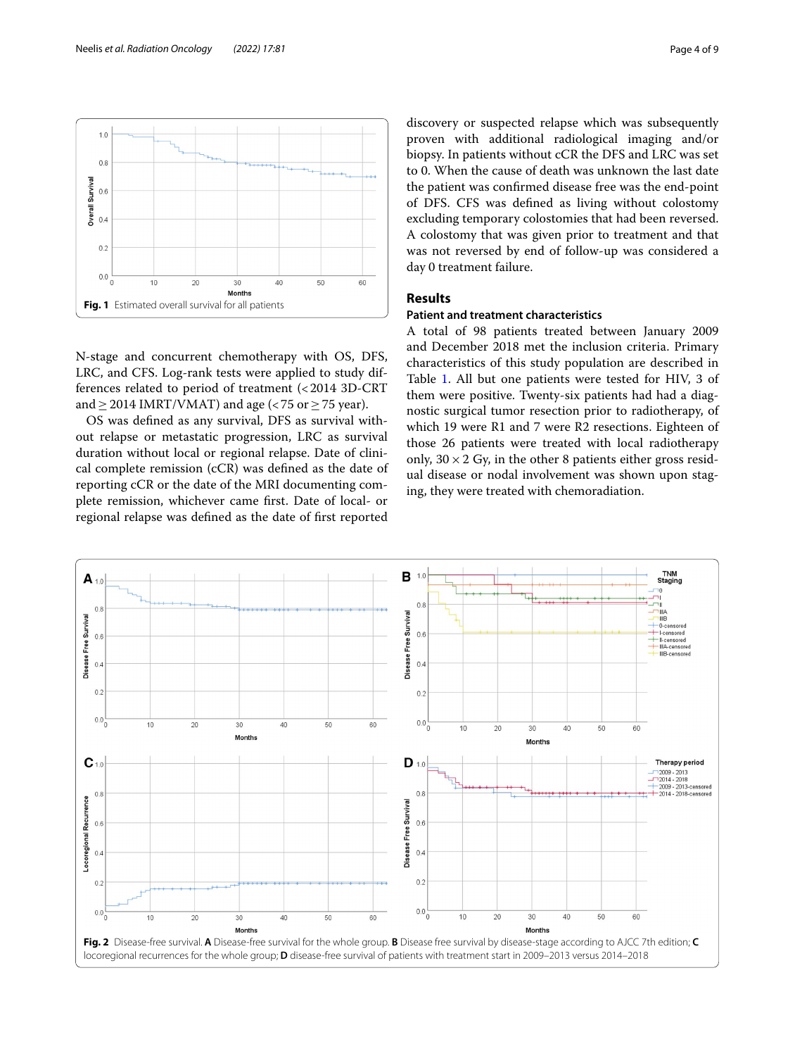Fig. 1 Estimated overall survival for all patients

N-stage and concurrent chemotherapy with OS, DFS, LRC, and CFS. Log-rank tests were applied to study differences related to period of treatment (< 2014 3D-CRT and ≥ 2014 IMRT/VMAT) and age (< 75 or ≥ 75 year).

OS was defined as any survival, DFS as survival without relapse or metastatic progression, LRC as survival duration without local or regional relapse. Date of clinical complete remission (cCR) was defined as the date of reporting cCR or the date of the MRI documenting complete remission, whichever came first. Date of local- or regional relapse was defined as the date of first reported discovery or suspected relapse which was subsequently proven with additional radiological imaging and/or biopsy. In patients without cCR the DFS and LRC was set to 0. When the cause of death was unknown the last date the patient was confirmed disease free was the end-point of DFS. CFS was defined as living without colostomy excluding temporary colostomies that had been reversed. A colostomy that was given prior to treatment and that was not reversed by end of follow-up was considered a day 0 treatment failure.

## Results

### Patient and treatment characteristics

A total of 98 patients treated between January 2009 and December 2018 met the inclusion criteria. Primary characteristics of this study population are described in Table 1. All but one patients were tested for HIV, 3 of them were positive. Twenty-six patients had had a diagnostic surgical tumor resection prior to radiotherapy, of which 19 were R1 and 7 were R2 resections. Eighteen of those 26 patients were treated with local radiotherapy only, $30 \times 2$ Gy, in the other 8 patients either gross residual disease or nodal involvement was shown upon staging, they were treated with chemoradiation.

Fig. 2 Disease-free survival. **A** Disease-free survival for the whole group. **B** Disease free survival by disease-stage according to AJCC 7th edition; **C** locoregional recurrences for the whole group; **D** disease-free survival of patients with treatment start in 2009–2013 versus 2014–2018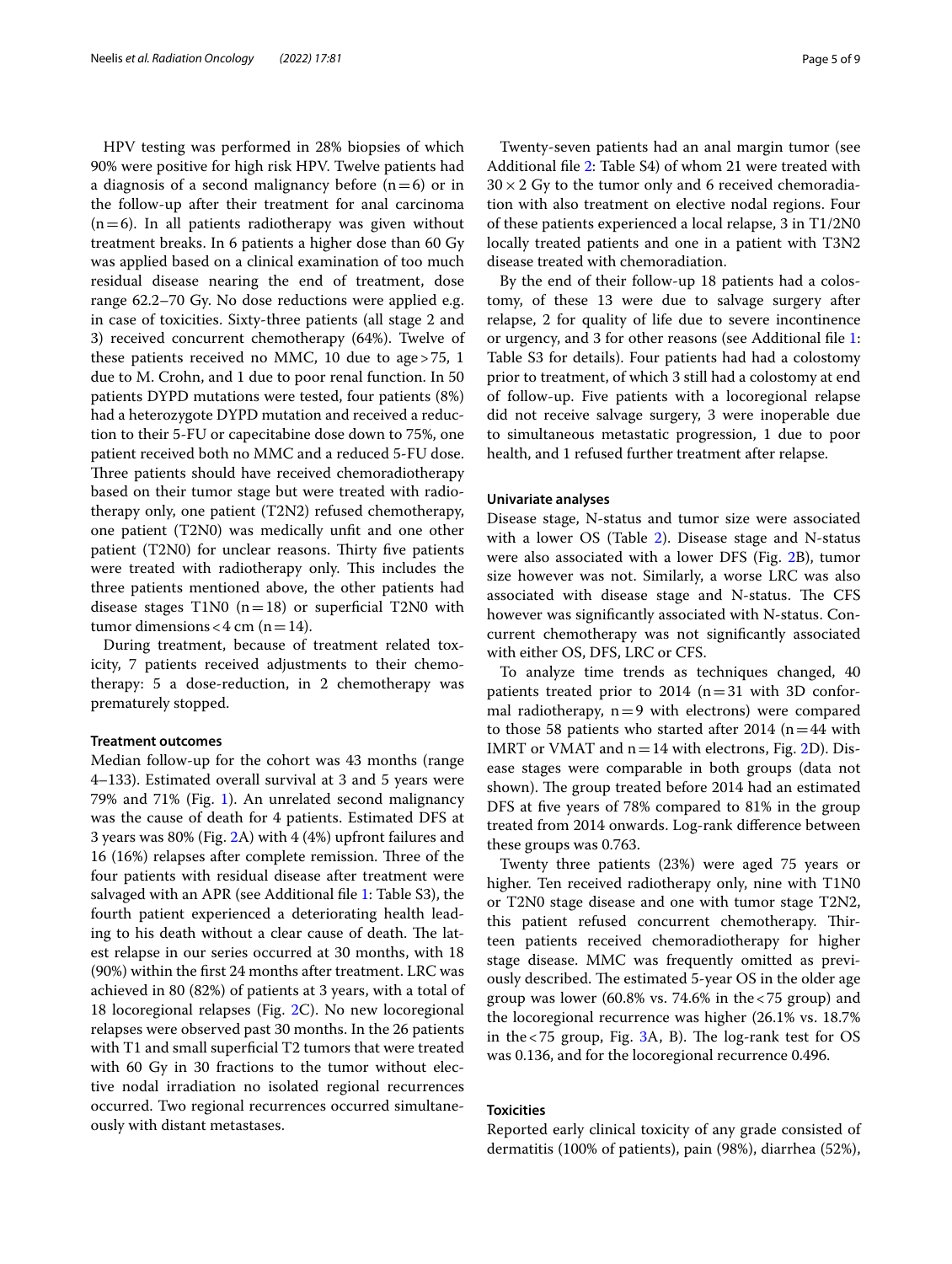HPV testing was performed in 28% biopsies of which 90% were positive for high risk HPV. Twelve patients had a diagnosis of a second malignancy before (n = 6) or in the follow-up after their treatment for anal carcinoma (n = 6). In all patients radiotherapy was given without treatment breaks. In 6 patients a higher dose than 60 Gy was applied based on a clinical examination of too much residual disease nearing the end of treatment, dose range 62.2–70 Gy. No dose reductions were applied e.g. in case of toxicities. Sixty-three patients (all stage 2 and 3) received concurrent chemotherapy (64%). Twelve of these patients received no MMC, 10 due to age > 75, 1 due to M. Crohn, and 1 due to poor renal function. In 50 patients DYPD mutations were tested, four patients (8%) had a heterozygote DYPD mutation and received a reduction to their 5-FU or capecitabine dose down to 75%, one patient received both no MMC and a reduced 5-FU dose. Three patients should have received chemoradiotherapy based on their tumor stage but were treated with radiotherapy only, one patient (T2N2) refused chemotherapy, one patient (T2N0) was medically unfit and one other patient (T2N0) for unclear reasons. Thirty five patients were treated with radiotherapy only. This includes the three patients mentioned above, the other patients had disease stages T1N0 (n = 18) or superficial T2N0 with tumor dimensions < 4 cm (n = 14).

During treatment, because of treatment related toxicity, 7 patients received adjustments to their chemotherapy: 5 a dose-reduction, in 2 chemotherapy was prematurely stopped.

### Treatment outcomes

Median follow-up for the cohort was 43 months (range 4–133). Estimated overall survival at 3 and 5 years were 79% and 71% (Fig. 1). An unrelated second malignancy was the cause of death for 4 patients. Estimated DFS at 3 years was 80% (Fig. 2A) with 4 (4%) upfront failures and 16 (16%) relapses after complete remission. Three of the four patients with residual disease after treatment were salvaged with an APR (see Additional file 1: Table S3), the fourth patient experienced a deteriorating health leading to his death without a clear cause of death. The latest relapse in our series occurred at 30 months, with 18 (90%) within the first 24 months after treatment. LRC was achieved in 80 (82%) of patients at 3 years, with a total of 18 locoregional relapses (Fig. 2C). No new locoregional relapses were observed past 30 months. In the 26 patients with T1 and small superficial T2 tumors that were treated with 60 Gy in 30 fractions to the tumor without elective nodal irradiation no isolated regional recurrences occurred. Two regional recurrences occurred simultaneously with distant metastases.

Twenty-seven patients had an anal margin tumor (see Additional file 2: Table S4) of whom 21 were treated with $30 \times 2$ Gy to the tumor only and 6 received chemoradiation with also treatment on elective nodal regions. Four of these patients experienced a local relapse, 3 in T1/2N0 locally treated patients and one in a patient with T3N2 disease treated with chemoradiation.

By the end of their follow-up 18 patients had a colostomy, of these 13 were due to salvage surgery after relapse, 2 for quality of life due to severe incontinence or urgency, and 3 for other reasons (see Additional file 1: Table S3 for details). Four patients had had a colostomy prior to treatment, of which 3 still had a colostomy at end of follow-up. Five patients with a locoregional relapse did not receive salvage surgery, 3 were inoperable due to simultaneous metastatic progression, 1 due to poor health, and 1 refused further treatment after relapse.

### Univariate analyses

Disease stage, N-status and tumor size were associated with a lower OS (Table 2). Disease stage and N-status were also associated with a lower DFS (Fig. 2B), tumor size however was not. Similarly, a worse LRC was also associated with disease stage and N-status. The CFS however was significantly associated with N-status. Concurrent chemotherapy was not significantly associated with either OS, DFS, LRC or CFS.

To analyze time trends as techniques changed, 40 patients treated prior to 2014 (n = 31 with 3D conformal radiotherapy, n = 9 with electrons) were compared to those 58 patients who started after 2014 (n = 44 with IMRT or VMAT and n = 14 with electrons, Fig. 2D). Disease stages were comparable in both groups (data not shown). The group treated before 2014 had an estimated DFS at five years of 78% compared to 81% in the group treated from 2014 onwards. Log-rank difference between these groups was 0.763.

Twenty three patients (23%) were aged 75 years or higher. Ten received radiotherapy only, nine with T1N0 or T2N0 stage disease and one with tumor stage T2N2, this patient refused concurrent chemotherapy. Thirteen patients received chemoradiotherapy for higher stage disease. MMC was frequently omitted as previously described. The estimated 5-year OS in the older age group was lower (60.8% vs. 74.6% in the < 75 group) and the locoregional recurrence was higher (26.1% vs. 18.7% in the < 75 group, Fig. 3A, B). The log-rank test for OS was 0.136, and for the locoregional recurrence 0.496.

### Toxicities

Reported early clinical toxicity of any grade consisted of dermatitis (100% of patients), pain (98%), diarrhea (52%),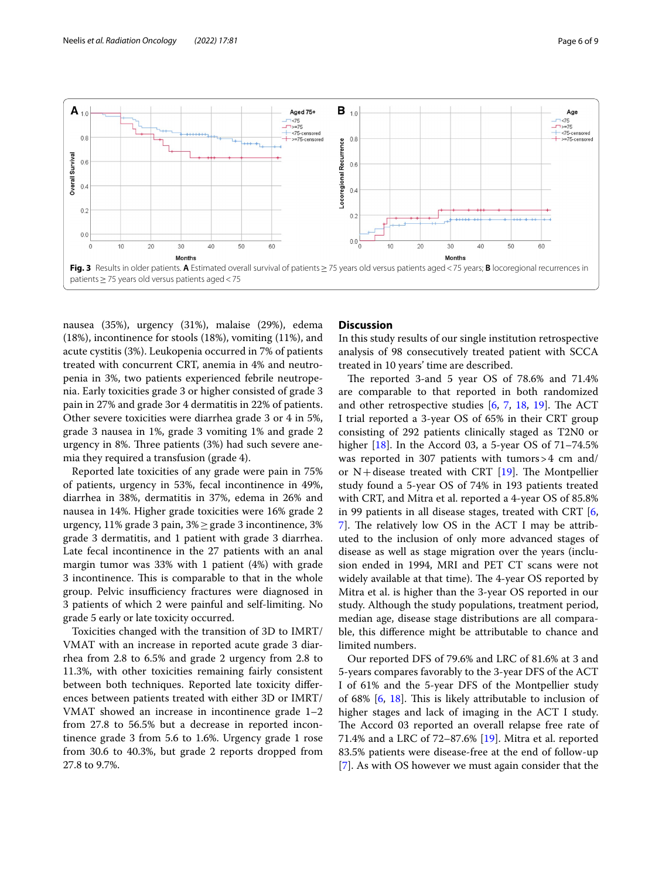**Fig. 3** Results in older patients. **A** Estimated overall survival of patients ≥ 75 years old versus patients aged < 75 years; **B** locoregional recurrences in patients ≥ 75 years old versus patients aged < 75

nausea (35%), urgency (31%), malaise (29%), edema (18%), incontinence for stools (18%), vomiting (11%), and acute cystitis (3%). Leukopenia occurred in 7% of patients treated with concurrent CRT, anemia in 4% and neutropenia in 3%, two patients experienced febrile neutropenia. Early toxicities grade 3 or higher consisted of grade 3 pain in 27% and grade 3or 4 dermatitis in 22% of patients. Other severe toxicities were diarrhea grade 3 or 4 in 5%, grade 3 nausea in 1%, grade 3 vomiting 1% and grade 2 urgency in 8%. Three patients (3%) had such severe anemia they required a transfusion (grade 4).

Reported late toxicities of any grade were pain in 75% of patients, urgency in 53%, fecal incontinence in 49%, diarrhea in 38%, dermatitis in 37%, edema in 26% and nausea in 14%. Higher grade toxicities were 16% grade 2 urgency, 11% grade 3 pain, 3% ≥ grade 3 incontinence, 3% grade 3 dermatitis, and 1 patient with grade 3 diarrhea. Late fecal incontinence in the 27 patients with an anal margin tumor was 33% with 1 patient (4%) with grade 3 incontinence. This is comparable to that in the whole group. Pelvic insufficiency fractures were diagnosed in 3 patients of which 2 were painful and self-limiting. No grade 5 early or late toxicity occurred.

Toxicities changed with the transition of 3D to IMRT/VMAT with an increase in reported acute grade 3 diarrhea from 2.8 to 6.5% and grade 2 urgency from 2.8 to 11.3%, with other toxicities remaining fairly consistent between both techniques. Reported late toxicity differences between patients treated with either 3D or IMRT/VMAT showed an increase in incontinence grade 1–2 from 27.8 to 56.5% but a decrease in reported incontinence grade 3 from 5.6 to 1.6%. Urgency grade 1 rose from 30.6 to 40.3%, but grade 2 reports dropped from 27.8 to 9.7%.

## Discussion

In this study results of our single institution retrospective analysis of 98 consecutively treated patient with SCCA treated in 10 years' time are described.

The reported 3-and 5 year OS of 78.6% and 71.4% are comparable to that reported in both randomized and other retrospective studies [6, 7, 18, 19]. The ACT I trial reported a 3-year OS of 65% in their CRT group consisting of 292 patients clinically staged as T2N0 or higher [18]. In the Accord 03, a 5-year OS of 71–74.5% was reported in 307 patients with tumors > 4 cm and/or N+disease treated with CRT [19]. The Montpellier study found a 5-year OS of 74% in 193 patients treated with CRT, and Mitra et al. reported a 4-year OS of 85.8% in 99 patients in all disease stages, treated with CRT [6, 7]. The relatively low OS in the ACT I may be attributed to the inclusion of only more advanced stages of disease as well as stage migration over the years (inclusion ended in 1994, MRI and PET CT scans were not widely available at that time). The 4-year OS reported by Mitra et al. is higher than the 3-year OS reported in our study. Although the study populations, treatment period, median age, disease stage distributions are all comparable, this difference might be attributable to chance and limited numbers.

Our reported DFS of 79.6% and LRC of 81.6% at 3 and 5-years compares favorably to the 3-year DFS of the ACT I of 61% and the 5-year DFS of the Montpellier study of 68% [6, 18]. This is likely attributable to inclusion of higher stages and lack of imaging in the ACT I study. The Accord 03 reported an overall relapse free rate of 71.4% and a LRC of 72–87.6% [19]. Mitra et al. reported 83.5% patients were disease-free at the end of follow-up [7]. As with OS however we must again consider that the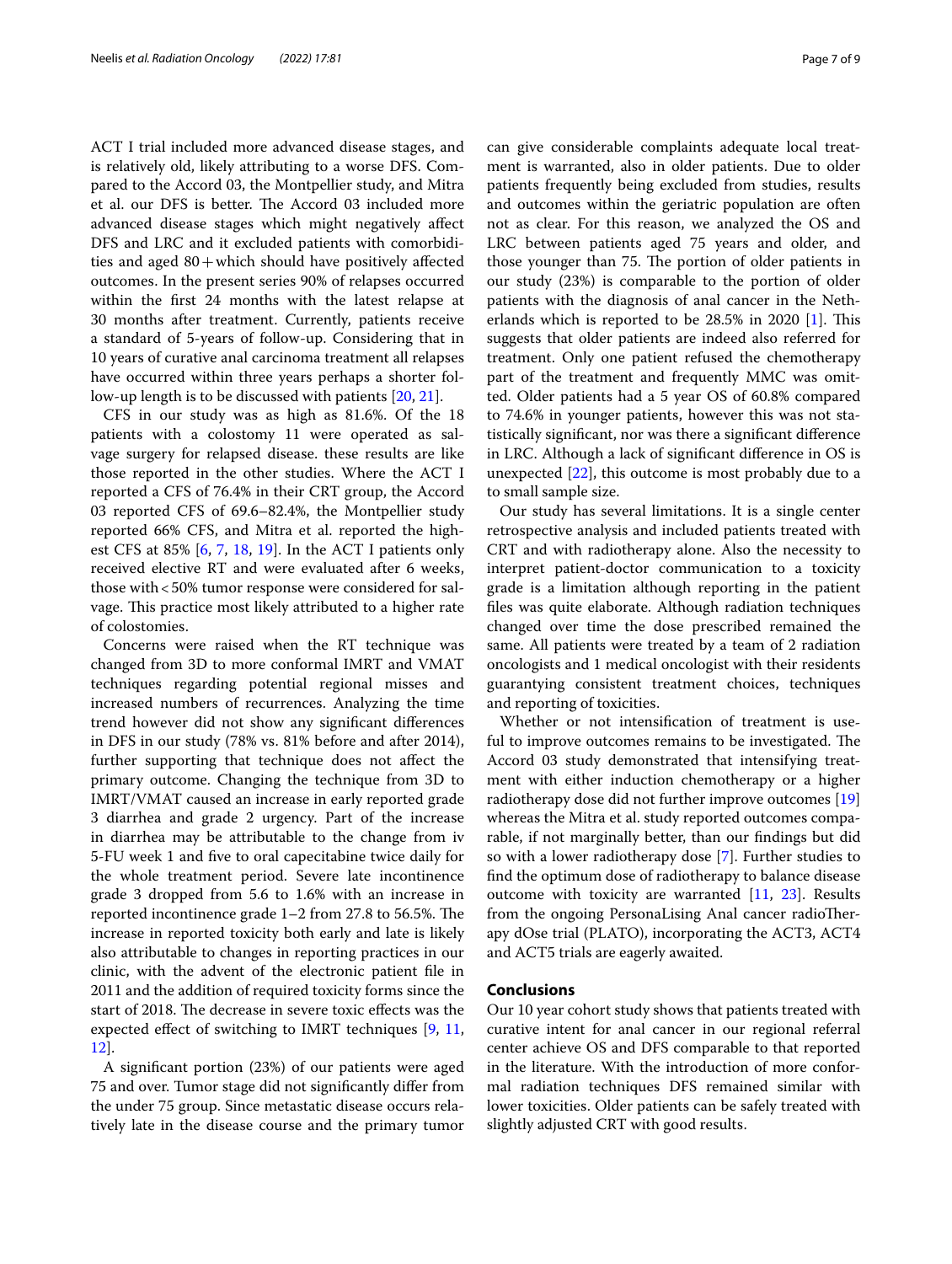ACT I trial included more advanced disease stages, and is relatively old, likely attributing to a worse DFS. Compared to the Accord 03, the Montpellier study, and Mitra et al. our DFS is better. The Accord 03 included more advanced disease stages which might negatively affect DFS and LRC and it excluded patients with comorbidities and aged 80+ which should have positively affected outcomes. In the present series 90% of relapses occurred within the first 24 months with the latest relapse at 30 months after treatment. Currently, patients receive a standard of 5-years of follow-up. Considering that in 10 years of curative anal carcinoma treatment all relapses have occurred within three years perhaps a shorter follow-up length is to be discussed with patients [20, 21].

CFS in our study was as high as 81.6%. Of the 18 patients with a colostomy 11 were operated as salvage surgery for relapsed disease. these results are like those reported in the other studies. Where the ACT I reported a CFS of 76.4% in their CRT group, the Accord 03 reported CFS of 69.6–82.4%, the Montpellier study reported 66% CFS, and Mitra et al. reported the highest CFS at 85% [6, 7, 18, 19]. In the ACT I patients only received elective RT and were evaluated after 6 weeks, those with < 50% tumor response were considered for salvage. This practice most likely attributed to a higher rate of colostomies.

Concerns were raised when the RT technique was changed from 3D to more conformal IMRT and VMAT techniques regarding potential regional misses and increased numbers of recurrences. Analyzing the time trend however did not show any significant differences in DFS in our study (78% vs. 81% before and after 2014), further supporting that technique does not affect the primary outcome. Changing the technique from 3D to IMRT/VMAT caused an increase in early reported grade 3 diarrhea and grade 2 urgency. Part of the increase in diarrhea may be attributable to the change from iv 5-FU week 1 and five to oral capecitabine twice daily for the whole treatment period. Severe late incontinence grade 3 dropped from 5.6 to 1.6% with an increase in reported incontinence grade 1–2 from 27.8 to 56.5%. The increase in reported toxicity both early and late is likely also attributable to changes in reporting practices in our clinic, with the advent of the electronic patient file in 2011 and the addition of required toxicity forms since the start of 2018. The decrease in severe toxic effects was the expected effect of switching to IMRT techniques [9, 11, 12].

A significant portion (23%) of our patients were aged 75 and over. Tumor stage did not significantly differ from the under 75 group. Since metastatic disease occurs relatively late in the disease course and the primary tumor can give considerable complaints adequate local treatment is warranted, also in older patients. Due to older patients frequently being excluded from studies, results and outcomes within the geriatric population are often not as clear. For this reason, we analyzed the OS and LRC between patients aged 75 years and older, and those younger than 75. The portion of older patients in our study (23%) is comparable to the portion of older patients with the diagnosis of anal cancer in the Netherlands which is reported to be 28.5% in 2020 [1]. This suggests that older patients are indeed also referred for treatment. Only one patient refused the chemotherapy part of the treatment and frequently MMC was omitted. Older patients had a 5 year OS of 60.8% compared to 74.6% in younger patients, however this was not statistically significant, nor was there a significant difference in LRC. Although a lack of significant difference in OS is unexpected [22], this outcome is most probably due to a to small sample size.

Our study has several limitations. It is a single center retrospective analysis and included patients treated with CRT and with radiotherapy alone. Also the necessity to interpret patient-doctor communication to a toxicity grade is a limitation although reporting in the patient files was quite elaborate. Although radiation techniques changed over time the dose prescribed remained the same. All patients were treated by a team of 2 radiation oncologists and 1 medical oncologist with their residents guarantying consistent treatment choices, techniques and reporting of toxicities.

Whether or not intensification of treatment is useful to improve outcomes remains to be investigated. The Accord 03 study demonstrated that intensifying treatment with either induction chemotherapy or a higher radiotherapy dose did not further improve outcomes [19] whereas the Mitra et al. study reported outcomes comparable, if not marginally better, than our findings but did so with a lower radiotherapy dose [7]. Further studies to find the optimum dose of radiotherapy to balance disease outcome with toxicity are warranted [11, 23]. Results from the ongoing PersonaLising Anal cancer radioTherapy dOse trial (PLATO), incorporating the ACT3, ACT4 and ACT5 trials are eagerly awaited.

## Conclusions

Our 10 year cohort study shows that patients treated with curative intent for anal cancer in our regional referral center achieve OS and DFS comparable to that reported in the literature. With the introduction of more conformal radiation techniques DFS remained similar with lower toxicities. Older patients can be safely treated with slightly adjusted CRT with good results.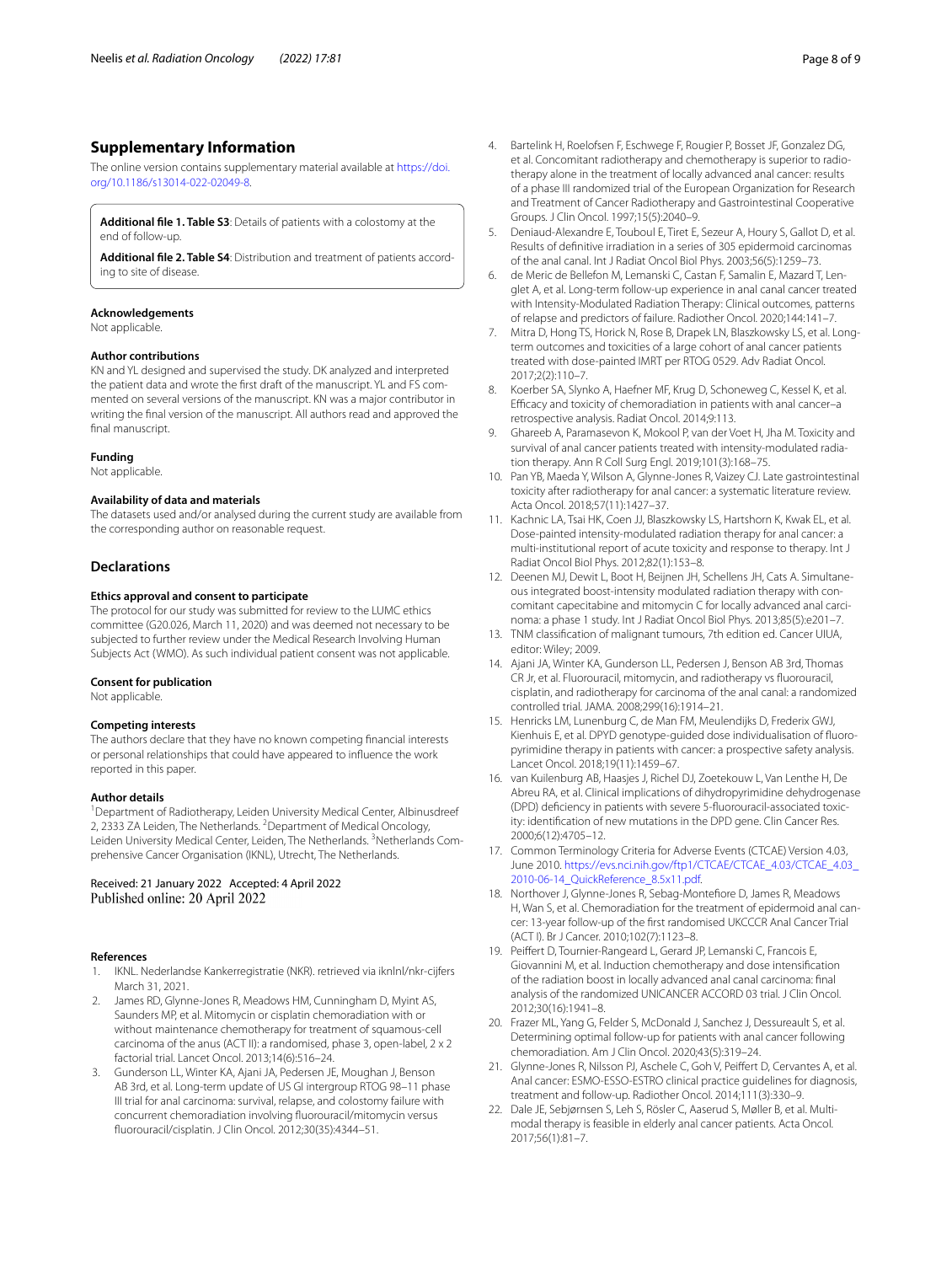## Supplementary Information

The online version contains supplementary material available at https://doi.org/10.1186/s13014-022-02049-8.

**Additional file 1. Table S3**: Details of patients with a colostomy at the end of follow-up.

**Additional file 2. Table S4**: Distribution and treatment of patients according to site of disease.

### Acknowledgements

Not applicable.

### Author contributions

KN and YL designed and supervised the study. DK analyzed and interpreted the patient data and wrote the first draft of the manuscript. YL and FS commented on several versions of the manuscript. KN was a major contributor in writing the final version of the manuscript. All authors read and approved the final manuscript.

### Funding

Not applicable.

### Availability of data and materials

The datasets used and/or analysed during the current study are available from the corresponding author on reasonable request.

## Declarations

### Ethics approval and consent to participate

The protocol for our study was submitted for review to the LUMC ethics committee (G20.026, March 11, 2020) and was deemed not necessary to be subjected to further review under the Medical Research Involving Human Subjects Act (WMO). As such individual patient consent was not applicable.

### Consent for publication

Not applicable.

### Competing interests

The authors declare that they have no known competing financial interests or personal relationships that could have appeared to influence the work reported in this paper.

### Author details

[1] Department of Radiotherapy, Leiden University Medical Center, Albinusdreef 2, 2333 ZA Leiden, The Netherlands. [2] Department of Medical Oncology, Leiden University Medical Center, Leiden, The Netherlands. [3] Netherlands Comprehensive Cancer Organisation (IKNL), Utrecht, The Netherlands.

Received: 21 January 2022 Accepted: 4 April 2022
Published online: 20 April 2022

### References

1. IKNL. Nederlandse Kankerregistratie (NKR). retrieved via iknl.nl/nkr-cijfers March 31, 2021.
2. James RD, Glynne-Jones R, Meadows HM, Cunningham D, Myint AS, Saunders MP, et al. Mitomycin or cisplatin chemoradiation with or without maintenance chemotherapy for treatment of squamous-cell carcinoma of the anus (ACT II): a randomised, phase 3, open-label, 2 x 2 factorial trial. Lancet Oncol. 2013;14(6):516–24.
3. Gunderson LL, Winter KA, Ajani JA, Pedersen JE, Moughan J, Benson AB 3rd, et al. Long-term update of US GI intergroup RTOG 98–11 phase III trial for anal carcinoma: survival, relapse, and colostomy failure with concurrent chemoradiation involving fluorouracil/mitomycin versus fluorouracil/cisplatin. J Clin Oncol. 2012;30(35):4344–51.
4. Bartelink H, Roelofsen F, Eschwege F, Rougier P, Bosset JF, Gonzalez DG, et al. Concomitant radiotherapy and chemotherapy is superior to radiotherapy alone in the treatment of locally advanced anal cancer: results of a phase III randomized trial of the European Organization for Research and Treatment of Cancer Radiotherapy and Gastrointestinal Cooperative Groups. J Clin Oncol. 1997;15(5):2040–9.
5. Deniaud-Alexandre E, Touboul E, Tiret E, Sezeur A, Houry S, Gallot D, et al. Results of definitive irradiation in a series of 305 epidermoid carcinomas of the anal canal. Int J Radiat Oncol Biol Phys. 2003;56(5):1259–73.
6. de Meric de Bellefon M, Lemanski C, Castan F, Samalin E, Mazard T, Lenglet A, et al. Long-term follow-up experience in anal canal cancer treated with Intensity-Modulated Radiation Therapy: Clinical outcomes, patterns of relapse and predictors of failure. Radiother Oncol. 2020;144:141–7.
7. Mitra D, Hong TS, Horick N, Rose B, Drapek LN, Blaszkowsky LS, et al. Long-term outcomes and toxicities of a large cohort of anal cancer patients treated with dose-painted IMRT per RTOG 0529. Adv Radiat Oncol. 2017;2(2):110–7.
8. Koerber SA, Slynko A, Haefner MF, Krug D, Schoneweg C, Kessel K, et al. Efficacy and toxicity of chemoradiation in patients with anal cancer–a retrospective analysis. Radiat Oncol. 2014;9:113.
9. Ghareeb A, Paramasevon K, Mokool P, van der Voet H, Jha M. Toxicity and survival of anal cancer patients treated with intensity-modulated radiation therapy. Ann R Coll Surg Engl. 2019;101(3):168–75.
10. Pan YB, Maeda Y, Wilson A, Glynne-Jones R, Vaizey CJ. Late gastrointestinal toxicity after radiotherapy for anal cancer: a systematic literature review. Acta Oncol. 2018;57(11):1427–37.
11. Kachnic LA, Tsai HK, Coen JJ, Blaszkowsky LS, Hartshorn K, Kwak EL, et al. Dose-painted intensity-modulated radiation therapy for anal cancer: a multi-institutional report of acute toxicity and response to therapy. Int J Radiat Oncol Biol Phys. 2012;82(1):153–8.
12. Deenen MJ, Dewit L, Boot H, Beijnen JH, Schellens JH, Cats A. Simultaneous integrated boost-intensity modulated radiation therapy with concomitant capecitabine and mitomycin C for locally advanced anal carcinoma: a phase 1 study. Int J Radiat Oncol Biol Phys. 2013;85(5):e201–7.
13. TNM classification of malignant tumours, 7th edition ed. Cancer UIUA, editor: Wiley; 2009.
14. Ajani JA, Winter KA, Gunderson LL, Pedersen J, Benson AB 3rd, Thomas CR Jr, et al. Fluorouracil, mitomycin, and radiotherapy vs fluorouracil, cisplatin, and radiotherapy for carcinoma of the anal canal: a randomized controlled trial. JAMA. 2008;299(16):1914–21.
15. Henricks LM, Lunenburg C, de Man FM, Meulendijks D, Frederix GWJ, Kienhuis E, et al. DPYD genotype-guided dose individualisation of fluoropyrimidine therapy in patients with cancer: a prospective safety analysis. Lancet Oncol. 2018;19(11):1459–67.
16. van Kuilenburg AB, Haasjes J, Richel DJ, Zoetekouw L, Van Lenthe H, De Abreu RA, et al. Clinical implications of dihydropyrimidine dehydrogenase (DPD) deficiency in patients with severe 5-fluorouracil-associated toxicity: identification of new mutations in the DPD gene. Clin Cancer Res. 2000;6(12):4705–12.
17. Common Terminology Criteria for Adverse Events (CTCAE) Version 4.03, June 2010. https://evs.nci.nih.gov/ftp1/CTCAE/CTCAE_4.03/CTCAE_4.03_2010-06-14_QuickReference_8.5x11.pdf.
18. Northover J, Glynne-Jones R, Sebag-Montefiore D, James R, Meadows H, Wan S, et al. Chemoradiation for the treatment of epidermoid anal cancer: 13-year follow-up of the first randomised UKCCCR Anal Cancer Trial (ACT I). Br J Cancer. 2010;102(7):1123–8.
19. Peiffert D, Tournier-Rangeard L, Gerard JP, Lemanski C, Francois E, Giovannini M, et al. Induction chemotherapy and dose intensification of the radiation boost in locally advanced anal canal carcinoma: final analysis of the randomized UNICANCER ACCORD 03 trial. J Clin Oncol. 2012;30(16):1941–8.
20. Frazer ML, Yang G, Felder S, McDonald J, Sanchez J, Dessureault S, et al. Determining optimal follow-up for patients with anal cancer following chemoradiation. Am J Clin Oncol. 2020;43(5):319–24.
21. Glynne-Jones R, Nilsson PJ, Aschele C, Goh V, Peiffert D, Cervantes A, et al. Anal cancer: ESMO-ESSO-ESTRO clinical practice guidelines for diagnosis, treatment and follow-up. Radiother Oncol. 2014;111(3):330–9.
22. Dale JE, Sebjørnsen S, Leh S, Rösler C, Aaserud S, Møller B, et al. Multimodal therapy is feasible in elderly anal cancer patients. Acta Oncol. 2017;56(1):81–7.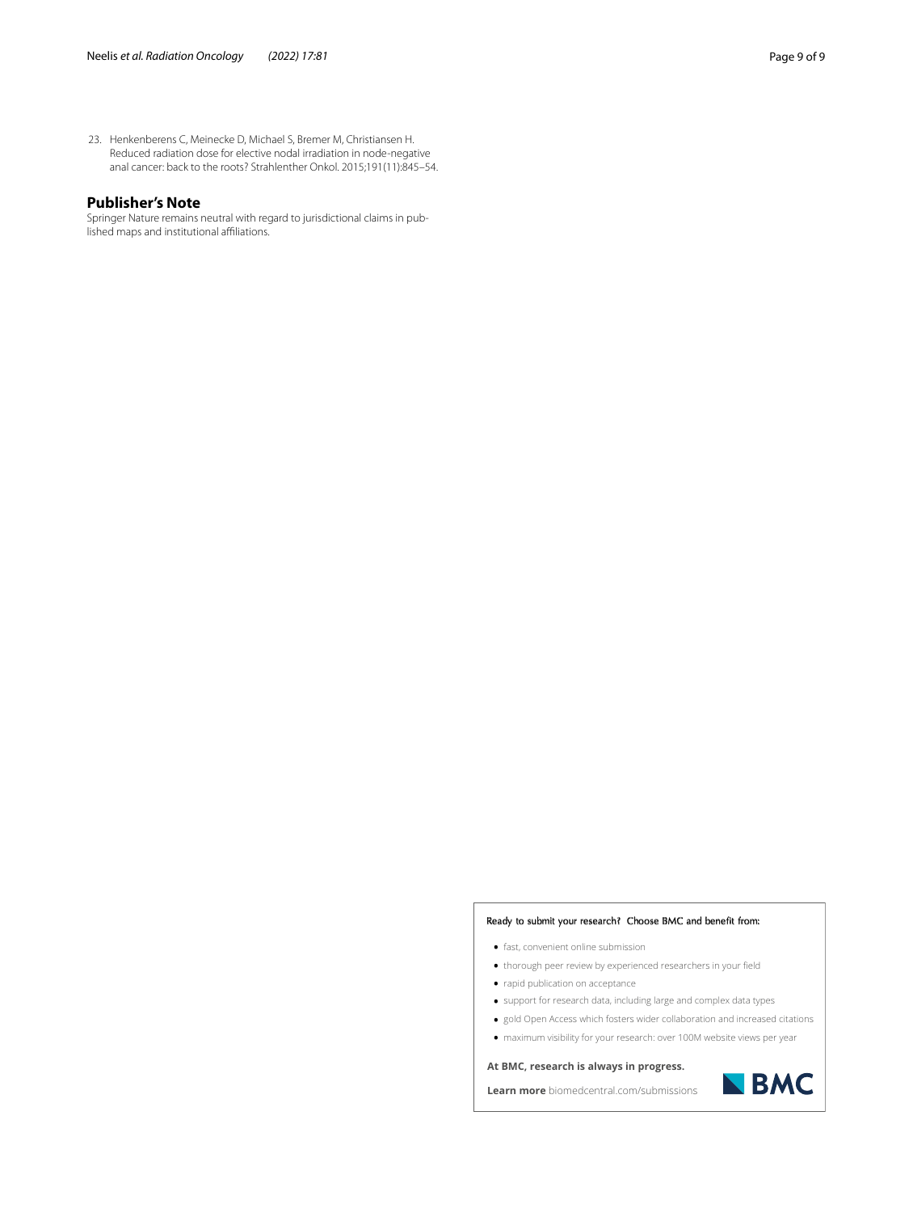23. Henkenberens C, Meinecke D, Michael S, Bremer M, Christiansen H. Reduced radiation dose for elective nodal irradiation in node-negative anal cancer: back to the roots? Strahlenther Onkol. 2015;191(11):845–54.

## Publisher's Note

Springer Nature remains neutral with regard to jurisdictional claims in published maps and institutional affiliations.

Ready to submit your research? Choose BMC and benefit from:

- fast, convenient online submission
- thorough peer review by experienced researchers in your field
- rapid publication on acceptance
- support for research data, including large and complex data types
- gold Open Access which fosters wider collaboration and increased citations
- maximum visibility for your research: over 100M website views per year

**At BMC, research is always in progress.**

**Learn more** biomedcentral.com/submissions

BMC